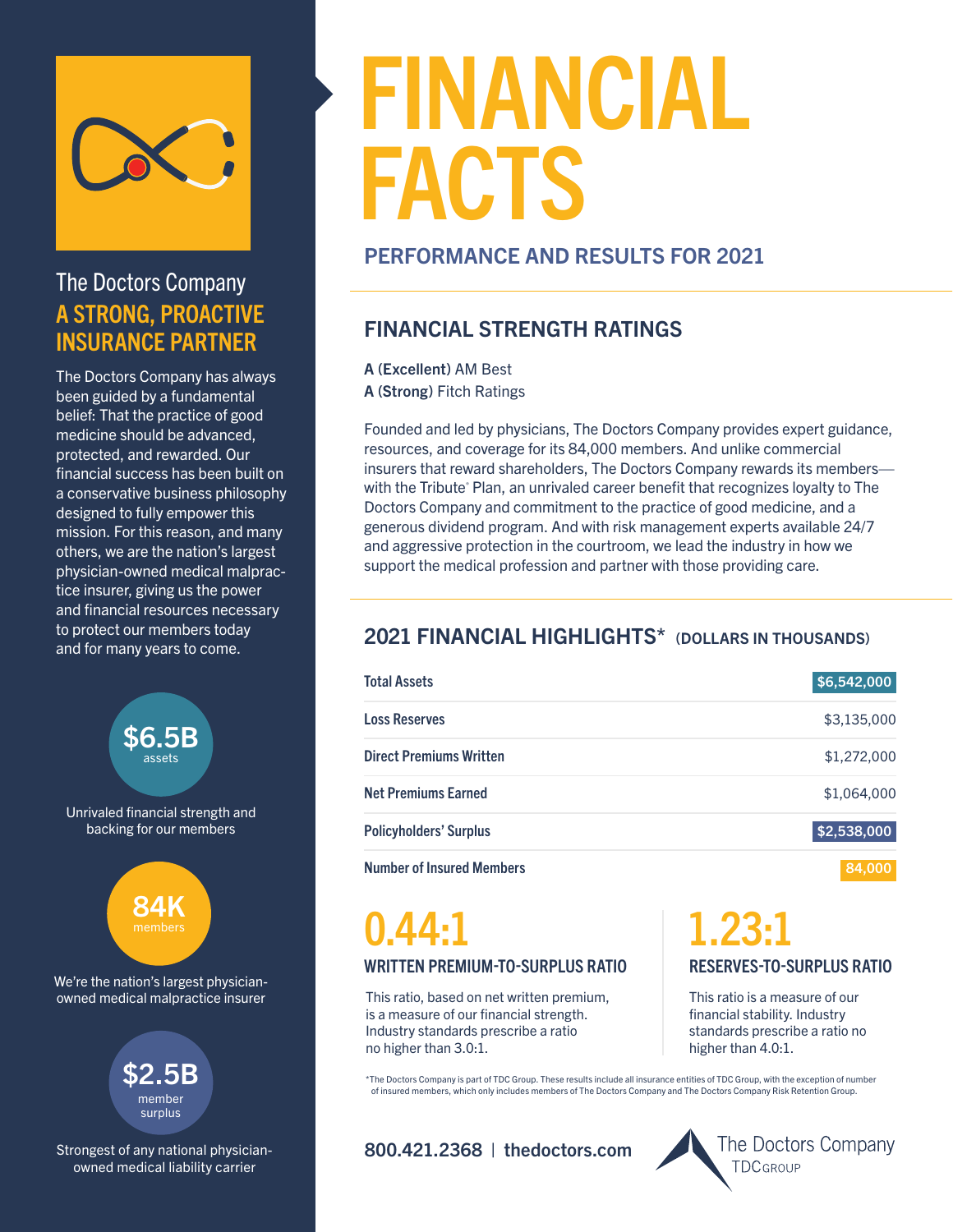# FINANCIAL FACTS

## PERFORMANCE AND RESULTS FOR 2021

The Doctors Company

**A STRONG, PROACTIVE INSURANCE PARTNER**

The Doctors Company has always been guided by a fundamental belief: That the practice of good medicine should be advanced, protected, and rewarded. Our financial success has been built on a conservative business philosophy designed to fully empower this mission. For this reason, and many others, we are the nation's largest physician-owned medical malpractice insurer, giving us the power and financial resources necessary to protect our members today and for many years to come.

**$6.5B** assets

Unrivaled financial strength and backing for our members

**84K** members

We're the nation's largest physician-owned medical malpractice insurer

**$2.5B** member surplus

Strongest of any national physician-owned medical liability carrier

### FINANCIAL STRENGTH RATINGS

**A (Excellent)** AM Best
**A (Strong)** Fitch Ratings

Founded and led by physicians, The Doctors Company provides expert guidance, resources, and coverage for its 84,000 members. And unlike commercial insurers that reward shareholders, The Doctors Company rewards its members—with the Tribute® Plan, an unrivaled career benefit that recognizes loyalty to The Doctors Company and commitment to the practice of good medicine, and a generous dividend program. And with risk management experts available 24/7 and aggressive protection in the courtroom, we lead the industry in how we support the medical profession and partner with those providing care.

### 2021 FINANCIAL HIGHLIGHTS* (DOLLARS IN THOUSANDS)

| | |
|---|---|
| Total Assets | $6,542,000 |
| Loss Reserves | $3,135,000 |
| Direct Premiums Written | $1,272,000 |
| Net Premiums Earned | $1,064,000 |
| Policyholders' Surplus | $2,538,000 |
| Number of Insured Members | 84,000 |

**0.44:1**

**WRITTEN PREMIUM-TO-SURPLUS RATIO**

This ratio, based on net written premium, is a measure of our financial strength. Industry standards prescribe a ratio no higher than 3.0:1.

**1.23:1**

**RESERVES-TO-SURPLUS RATIO**

This ratio is a measure of our financial stability. Industry standards prescribe a ratio no higher than 4.0:1.

*The Doctors Company is part of TDC Group. These results include all insurance entities of TDC Group, with the exception of number of insured members, which only includes members of The Doctors Company and The Doctors Company Risk Retention Group.

800.421.2368 | thedoctors.com

The Doctors Company
TDC GROUP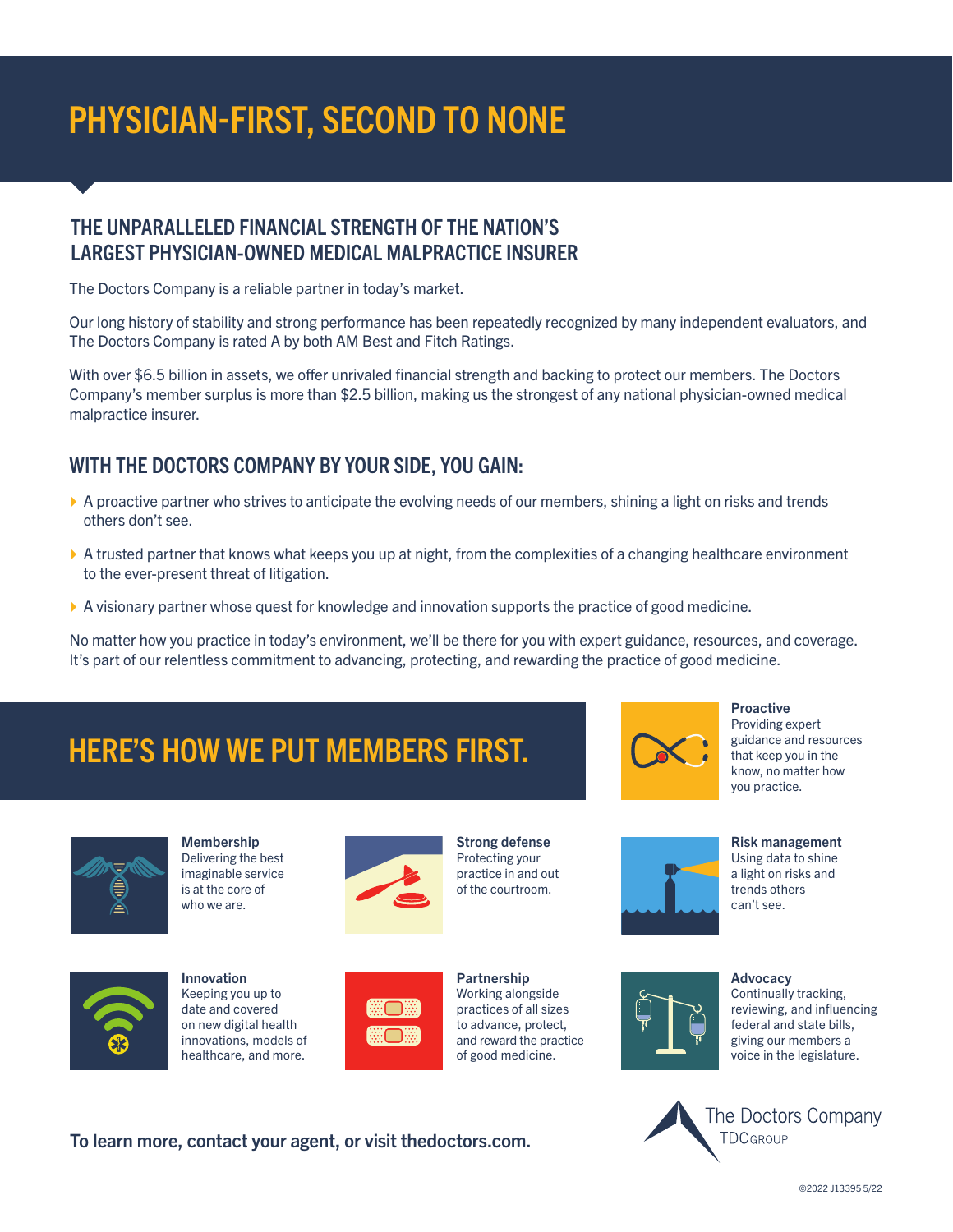# PHYSICIAN-FIRST, SECOND TO NONE

## THE UNPARALLELED FINANCIAL STRENGTH OF THE NATION'S LARGEST PHYSICIAN-OWNED MEDICAL MALPRACTICE INSURER

The Doctors Company is a reliable partner in today's market.

Our long history of stability and strong performance has been repeatedly recognized by many independent evaluators, and The Doctors Company is rated A by both AM Best and Fitch Ratings.

With over $6.5 billion in assets, we offer unrivaled financial strength and backing to protect our members. The Doctors Company's member surplus is more than $2.5 billion, making us the strongest of any national physician-owned medical malpractice insurer.

## WITH THE DOCTORS COMPANY BY YOUR SIDE, YOU GAIN:

- A proactive partner who strives to anticipate the evolving needs of our members, shining a light on risks and trends others don't see.
- A trusted partner that knows what keeps you up at night, from the complexities of a changing healthcare environment to the ever-present threat of litigation.
- A visionary partner whose quest for knowledge and innovation supports the practice of good medicine.

No matter how you practice in today's environment, we'll be there for you with expert guidance, resources, and coverage. It's part of our relentless commitment to advancing, protecting, and rewarding the practice of good medicine.

## HERE'S HOW WE PUT MEMBERS FIRST.

**Proactive**
Providing expert guidance and resources that keep you in the know, no matter how you practice.

**Membership**
Delivering the best imaginable service is at the core of who we are.

**Strong defense**
Protecting your practice in and out of the courtroom.

**Risk management**
Using data to shine a light on risks and trends others can't see.

**Innovation**
Keeping you up to date and covered on new digital health innovations, models of healthcare, and more.

**Partnership**
Working alongside practices of all sizes to advance, protect, and reward the practice of good medicine.

**Advocacy**
Continually tracking, reviewing, and influencing federal and state bills, giving our members a voice in the legislature.

**To learn more, contact your agent, or visit thedoctors.com.**

The Doctors Company
TDC GROUP

©2022 J13395 5/22